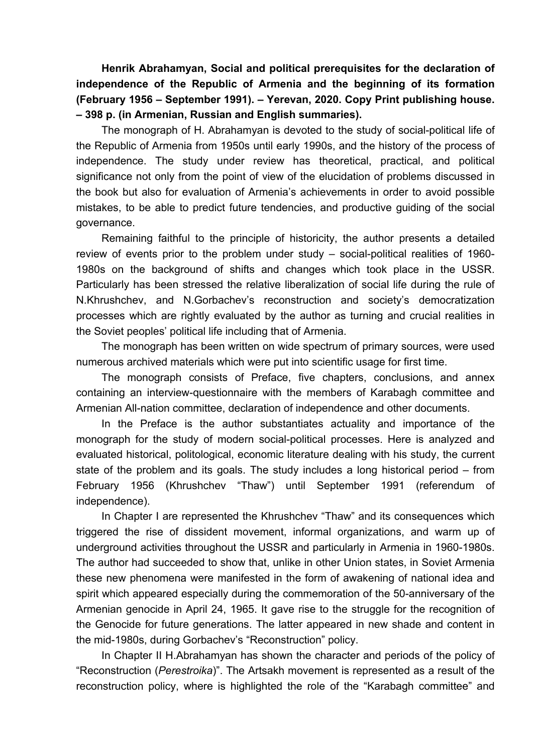**Henrik Abrahamyan, Social and political prerequisites for the declaration of independence of the Republic of Armenia and the beginning of its formation (February 1956 – September 1991). – Yerevan, 2020. Copy Print publishing house. – 398 p. (in Armenian, Russian and English summaries).**

The monograph of H. Abrahamyan is devoted to the study of social-political life of the Republic of Armenia from 1950s until early 1990s, and the history of the process of independence. The study under review has theoretical, practical, and political significance not only from the point of view of the elucidation of problems discussed in the book but also for evaluation of Armenia's achievements in order to avoid possible mistakes, to be able to predict future tendencies, and productive guiding of the social governance.

Remaining faithful to the principle of historicity, the author presents a detailed review of events prior to the problem under study – social-political realities of 1960-1980s on the background of shifts and changes which took place in the USSR. Particularly has been stressed the relative liberalization of social life during the rule of N.Khrushchev, and N.Gorbachev's reconstruction and society's democratization processes which are rightly evaluated by the author as turning and crucial realities in the Soviet peoples' political life including that of Armenia.

The monograph has been written on wide spectrum of primary sources, were used numerous archived materials which were put into scientific usage for first time.

The monograph consists of Preface, five chapters, conclusions, and annex containing an interview-questionnaire with the members of Karabagh committee and Armenian All-nation committee, declaration of independence and other documents.

In the Preface is the author substantiates actuality and importance of the monograph for the study of modern social-political processes. Here is analyzed and evaluated historical, politological, economic literature dealing with his study, the current state of the problem and its goals. The study includes a long historical period – from February 1956 (Khrushchev "Thaw") until September 1991 (referendum of independence).

In Chapter I are represented the Khrushchev "Thaw" and its consequences which triggered the rise of dissident movement, informal organizations, and warm up of underground activities throughout the USSR and particularly in Armenia in 1960-1980s. The author had succeeded to show that, unlike in other Union states, in Soviet Armenia these new phenomena were manifested in the form of awakening of national idea and spirit which appeared especially during the commemoration of the 50-anniversary of the Armenian genocide in April 24, 1965. It gave rise to the struggle for the recognition of the Genocide for future generations. The latter appeared in new shade and content in the mid-1980s, during Gorbachev's "Reconstruction" policy.

In Chapter II H.Abrahamyan has shown the character and periods of the policy of "Reconstruction (*Perestroika*)". The Artsakh movement is represented as a result of the reconstruction policy, where is highlighted the role of the "Karabagh committee" and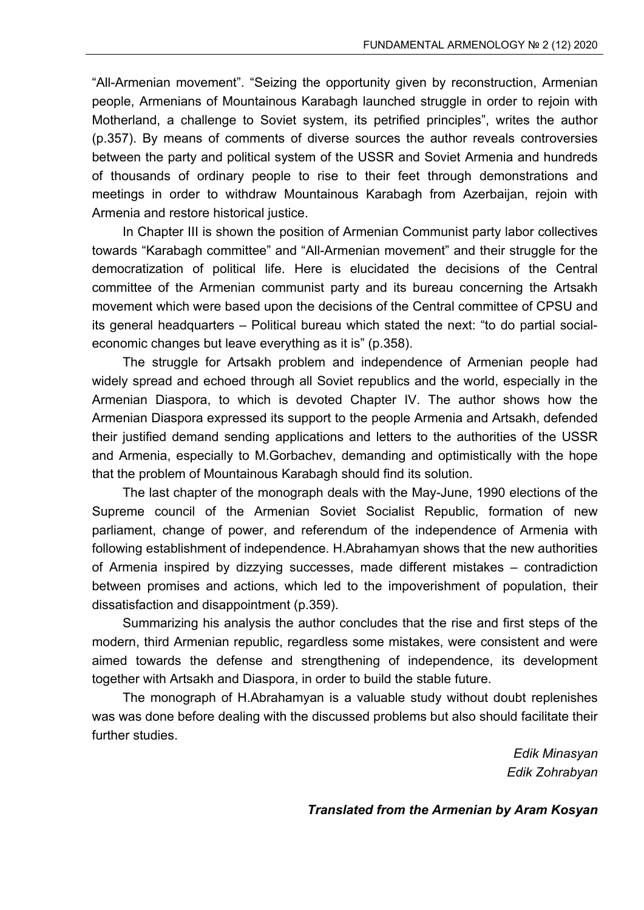"All-Armenian movement". "Seizing the opportunity given by reconstruction, Armenian people, Armenians of Mountainous Karabagh launched struggle in order to rejoin with Motherland, a challenge to Soviet system, its petrified principles", writes the author (p.357). By means of comments of diverse sources the author reveals controversies between the party and political system of the USSR and Soviet Armenia and hundreds of thousands of ordinary people to rise to their feet through demonstrations and meetings in order to withdraw Mountainous Karabagh from Azerbaijan, rejoin with Armenia and restore historical justice.

In Chapter III is shown the position of Armenian Communist party labor collectives towards "Karabagh committee" and "All-Armenian movement" and their struggle for the democratization of political life. Here is elucidated the decisions of the Central committee of the Armenian communist party and its bureau concerning the Artsakh movement which were based upon the decisions of the Central committee of CPSU and its general headquarters – Political bureau which stated the next: "to do partial social-economic changes but leave everything as it is" (p.358).

The struggle for Artsakh problem and independence of Armenian people had widely spread and echoed through all Soviet republics and the world, especially in the Armenian Diaspora, to which is devoted Chapter IV. The author shows how the Armenian Diaspora expressed its support to the people Armenia and Artsakh, defended their justified demand sending applications and letters to the authorities of the USSR and Armenia, especially to M.Gorbachev, demanding and optimistically with the hope that the problem of Mountainous Karabagh should find its solution.

The last chapter of the monograph deals with the May-June, 1990 elections of the Supreme council of the Armenian Soviet Socialist Republic, formation of new parliament, change of power, and referendum of the independence of Armenia with following establishment of independence. H.Abrahamyan shows that the new authorities of Armenia inspired by dizzying successes, made different mistakes – contradiction between promises and actions, which led to the impoverishment of population, their dissatisfaction and disappointment (p.359).

Summarizing his analysis the author concludes that the rise and first steps of the modern, third Armenian republic, regardless some mistakes, were consistent and were aimed towards the defense and strengthening of independence, its development together with Artsakh and Diaspora, in order to build the stable future.

The monograph of H.Abrahamyan is a valuable study without doubt replenishes was was done before dealing with the discussed problems but also should facilitate their further studies.

*Edik Minasyan*
*Edik Zohrabyan*

***Translated from the Armenian by Aram Kosyan***